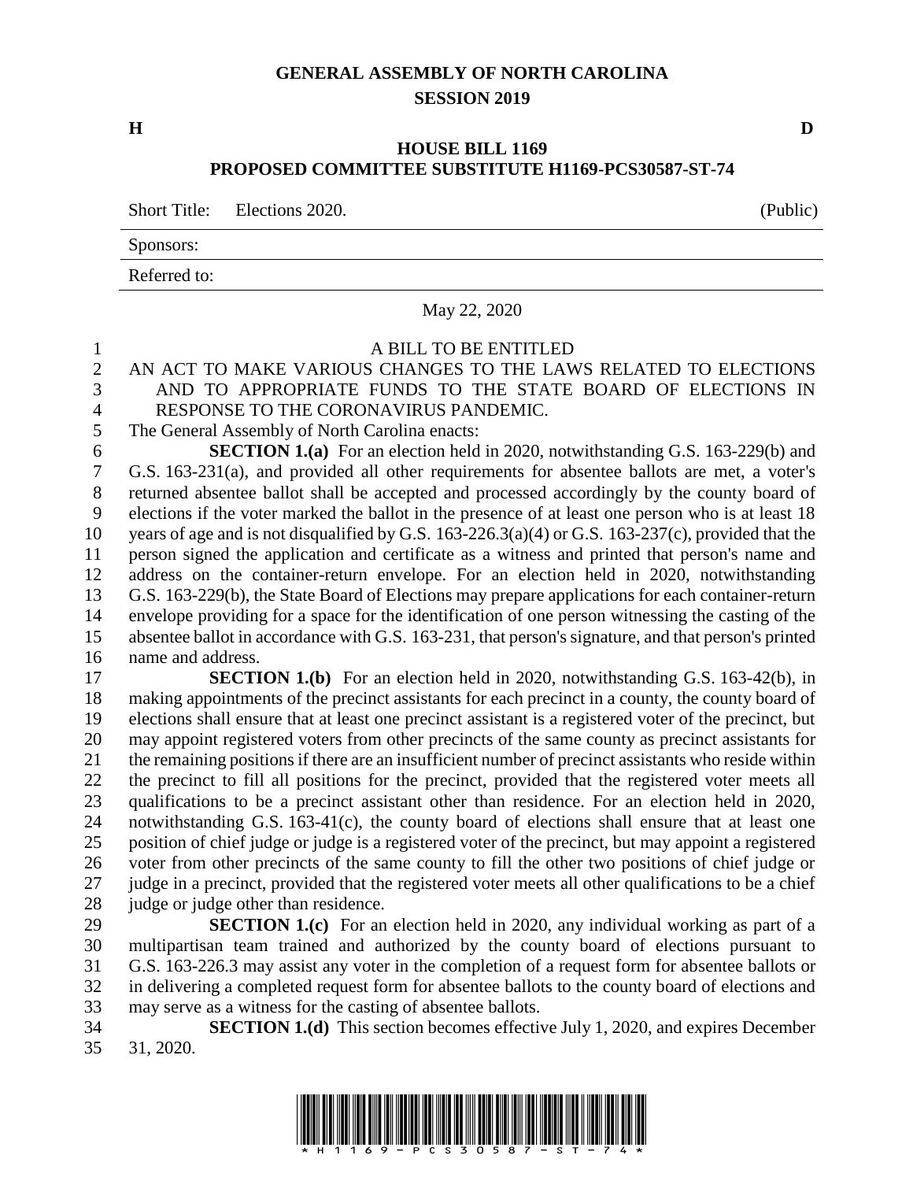# GENERAL ASSEMBLY OF NORTH CAROLINA
## SESSION 2019

**H** **D**

## HOUSE BILL 1169
## PROPOSED COMMITTEE SUBSTITUTE H1169-PCS30587-ST-74

Short Title: Elections 2020. (Public)

Sponsors:

Referred to:

May 22, 2020

A BILL TO BE ENTITLED

AN ACT TO MAKE VARIOUS CHANGES TO THE LAWS RELATED TO ELECTIONS AND TO APPROPRIATE FUNDS TO THE STATE BOARD OF ELECTIONS IN RESPONSE TO THE CORONAVIRUS PANDEMIC.

The General Assembly of North Carolina enacts:

**SECTION 1.(a)** For an election held in 2020, notwithstanding G.S. 163-229(b) and G.S. 163-231(a), and provided all other requirements for absentee ballots are met, a voter's returned absentee ballot shall be accepted and processed accordingly by the county board of elections if the voter marked the ballot in the presence of at least one person who is at least 18 years of age and is not disqualified by G.S. 163-226.3(a)(4) or G.S. 163-237(c), provided that the person signed the application and certificate as a witness and printed that person's name and address on the container-return envelope. For an election held in 2020, notwithstanding G.S. 163-229(b), the State Board of Elections may prepare applications for each container-return envelope providing for a space for the identification of one person witnessing the casting of the absentee ballot in accordance with G.S. 163-231, that person's signature, and that person's printed name and address.

**SECTION 1.(b)** For an election held in 2020, notwithstanding G.S. 163-42(b), in making appointments of the precinct assistants for each precinct in a county, the county board of elections shall ensure that at least one precinct assistant is a registered voter of the precinct, but may appoint registered voters from other precincts of the same county as precinct assistants for the remaining positions if there are an insufficient number of precinct assistants who reside within the precinct to fill all positions for the precinct, provided that the registered voter meets all qualifications to be a precinct assistant other than residence. For an election held in 2020, notwithstanding G.S. 163-41(c), the county board of elections shall ensure that at least one position of chief judge or judge is a registered voter of the precinct, but may appoint a registered voter from other precincts of the same county to fill the other two positions of chief judge or judge in a precinct, provided that the registered voter meets all other qualifications to be a chief judge or judge other than residence.

**SECTION 1.(c)** For an election held in 2020, any individual working as part of a multipartisan team trained and authorized by the county board of elections pursuant to G.S. 163-226.3 may assist any voter in the completion of a request form for absentee ballots or in delivering a completed request form for absentee ballots to the county board of elections and may serve as a witness for the casting of absentee ballots.

**SECTION 1.(d)** This section becomes effective July 1, 2020, and expires December 31, 2020.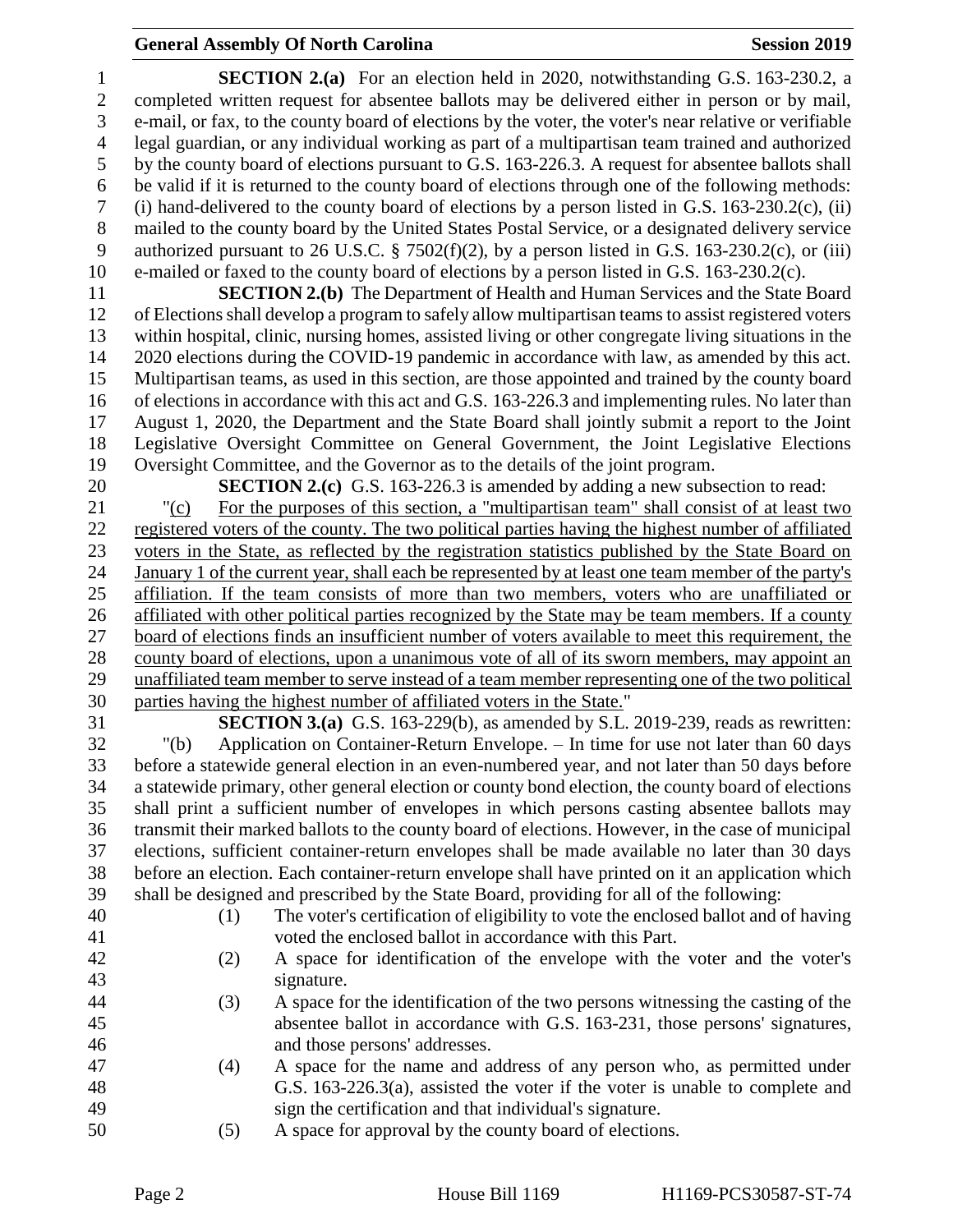**SECTION 2.(a)** For an election held in 2020, notwithstanding G.S. 163-230.2, a completed written request for absentee ballots may be delivered either in person or by mail, e-mail, or fax, to the county board of elections by the voter, the voter's near relative or verifiable legal guardian, or any individual working as part of a multipartisan team trained and authorized by the county board of elections pursuant to G.S. 163-226.3. A request for absentee ballots shall be valid if it is returned to the county board of elections through one of the following methods: (i) hand-delivered to the county board of elections by a person listed in G.S. 163-230.2(c), (ii) mailed to the county board by the United States Postal Service, or a designated delivery service authorized pursuant to 26 U.S.C. § 7502(f)(2), by a person listed in G.S. 163-230.2(c), or (iii) e-mailed or faxed to the county board of elections by a person listed in G.S. 163-230.2(c).

**SECTION 2.(b)** The Department of Health and Human Services and the State Board of Elections shall develop a program to safely allow multipartisan teams to assist registered voters within hospital, clinic, nursing homes, assisted living or other congregate living situations in the 2020 elections during the COVID-19 pandemic in accordance with law, as amended by this act. Multipartisan teams, as used in this section, are those appointed and trained by the county board of elections in accordance with this act and G.S. 163-226.3 and implementing rules. No later than August 1, 2020, the Department and the State Board shall jointly submit a report to the Joint Legislative Oversight Committee on General Government, the Joint Legislative Elections Oversight Committee, and the Governor as to the details of the joint program.

**SECTION 2.(c)** G.S. 163-226.3 is amended by adding a new subsection to read:

"<u>(c) For the purposes of this section, a "multipartisan team" shall consist of at least two registered voters of the county. The two political parties having the highest number of affiliated voters in the State, as reflected by the registration statistics published by the State Board on January 1 of the current year, shall each be represented by at least one team member of the party's affiliation. If the team consists of more than two members, voters who are unaffiliated or affiliated with other political parties recognized by the State may be team members. If a county board of elections finds an insufficient number of voters available to meet this requirement, the county board of elections, upon a unanimous vote of all of its sworn members, may appoint an unaffiliated team member to serve instead of a team member representing one of the two political parties having the highest number of affiliated voters in the State.</u>"

**SECTION 3.(a)** G.S. 163-229(b), as amended by S.L. 2019-239, reads as rewritten:

"(b) Application on Container-Return Envelope. – In time for use not later than 60 days before a statewide general election in an even-numbered year, and not later than 50 days before a statewide primary, other general election or county bond election, the county board of elections shall print a sufficient number of envelopes in which persons casting absentee ballots may transmit their marked ballots to the county board of elections. However, in the case of municipal elections, sufficient container-return envelopes shall be made available no later than 30 days before an election. Each container-return envelope shall have printed on it an application which shall be designed and prescribed by the State Board, providing for all of the following:

(1) The voter's certification of eligibility to vote the enclosed ballot and of having voted the enclosed ballot in accordance with this Part.

(2) A space for identification of the envelope with the voter and the voter's signature.

(3) A space for the identification of the two persons witnessing the casting of the absentee ballot in accordance with G.S. 163-231, those persons' signatures, and those persons' addresses.

(4) A space for the name and address of any person who, as permitted under G.S. 163-226.3(a), assisted the voter if the voter is unable to complete and sign the certification and that individual's signature.

(5) A space for approval by the county board of elections.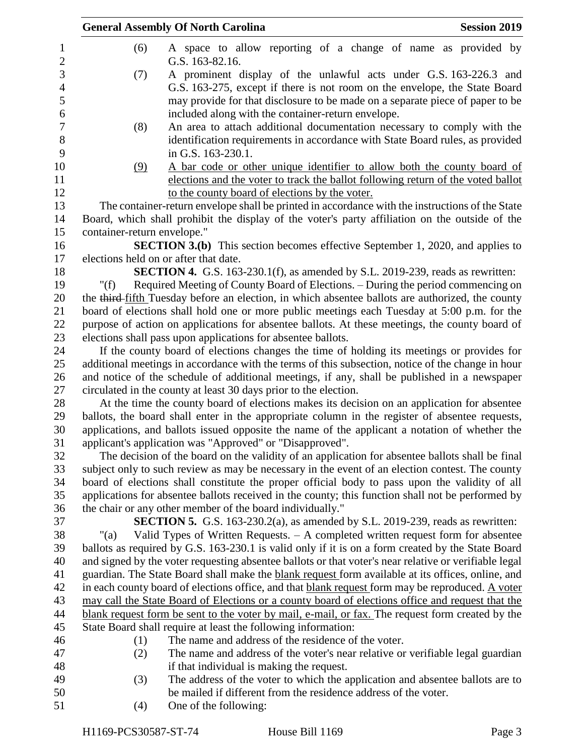(6) A space to allow reporting of a change of name as provided by G.S. 163-82.16.

(7) A prominent display of the unlawful acts under G.S. 163-226.3 and G.S. 163-275, except if there is not room on the envelope, the State Board may provide for that disclosure to be made on a separate piece of paper to be included along with the container-return envelope.

(8) An area to attach additional documentation necessary to comply with the identification requirements in accordance with State Board rules, as provided in G.S. 163-230.1.

<u>(9) A bar code or other unique identifier to allow both the county board of elections and the voter to track the ballot following return of the voted ballot to the county board of elections by the voter.</u>

The container-return envelope shall be printed in accordance with the instructions of the State Board, which shall prohibit the display of the voter's party affiliation on the outside of the container-return envelope."

**SECTION 3.(b)** This section becomes effective September 1, 2020, and applies to elections held on or after that date.

**SECTION 4.** G.S. 163-230.1(f), as amended by S.L. 2019-239, reads as rewritten:

"(f) Required Meeting of County Board of Elections. – During the period commencing on the ~~third~~ <u>fifth</u> Tuesday before an election, in which absentee ballots are authorized, the county board of elections shall hold one or more public meetings each Tuesday at 5:00 p.m. for the purpose of action on applications for absentee ballots. At these meetings, the county board of elections shall pass upon applications for absentee ballots.

If the county board of elections changes the time of holding its meetings or provides for additional meetings in accordance with the terms of this subsection, notice of the change in hour and notice of the schedule of additional meetings, if any, shall be published in a newspaper circulated in the county at least 30 days prior to the election.

At the time the county board of elections makes its decision on an application for absentee ballots, the board shall enter in the appropriate column in the register of absentee requests, applications, and ballots issued opposite the name of the applicant a notation of whether the applicant's application was "Approved" or "Disapproved".

The decision of the board on the validity of an application for absentee ballots shall be final subject only to such review as may be necessary in the event of an election contest. The county board of elections shall constitute the proper official body to pass upon the validity of all applications for absentee ballots received in the county; this function shall not be performed by the chair or any other member of the board individually."

**SECTION 5.** G.S. 163-230.2(a), as amended by S.L. 2019-239, reads as rewritten:

"(a) Valid Types of Written Requests. – A completed written request form for absentee ballots as required by G.S. 163-230.1 is valid only if it is on a form created by the State Board and signed by the voter requesting absentee ballots or that voter's near relative or verifiable legal guardian. The State Board shall make the <u>blank request</u> form available at its offices, online, and in each county board of elections office, and that <u>blank request</u> form may be reproduced. <u>A voter may call the State Board of Elections or a county board of elections office and request that the blank request form be sent to the voter by mail, e-mail, or fax.</u> The request form created by the State Board shall require at least the following information:

(1) The name and address of the residence of the voter.

(2) The name and address of the voter's near relative or verifiable legal guardian if that individual is making the request.

(3) The address of the voter to which the application and absentee ballots are to be mailed if different from the residence address of the voter.

(4) One of the following: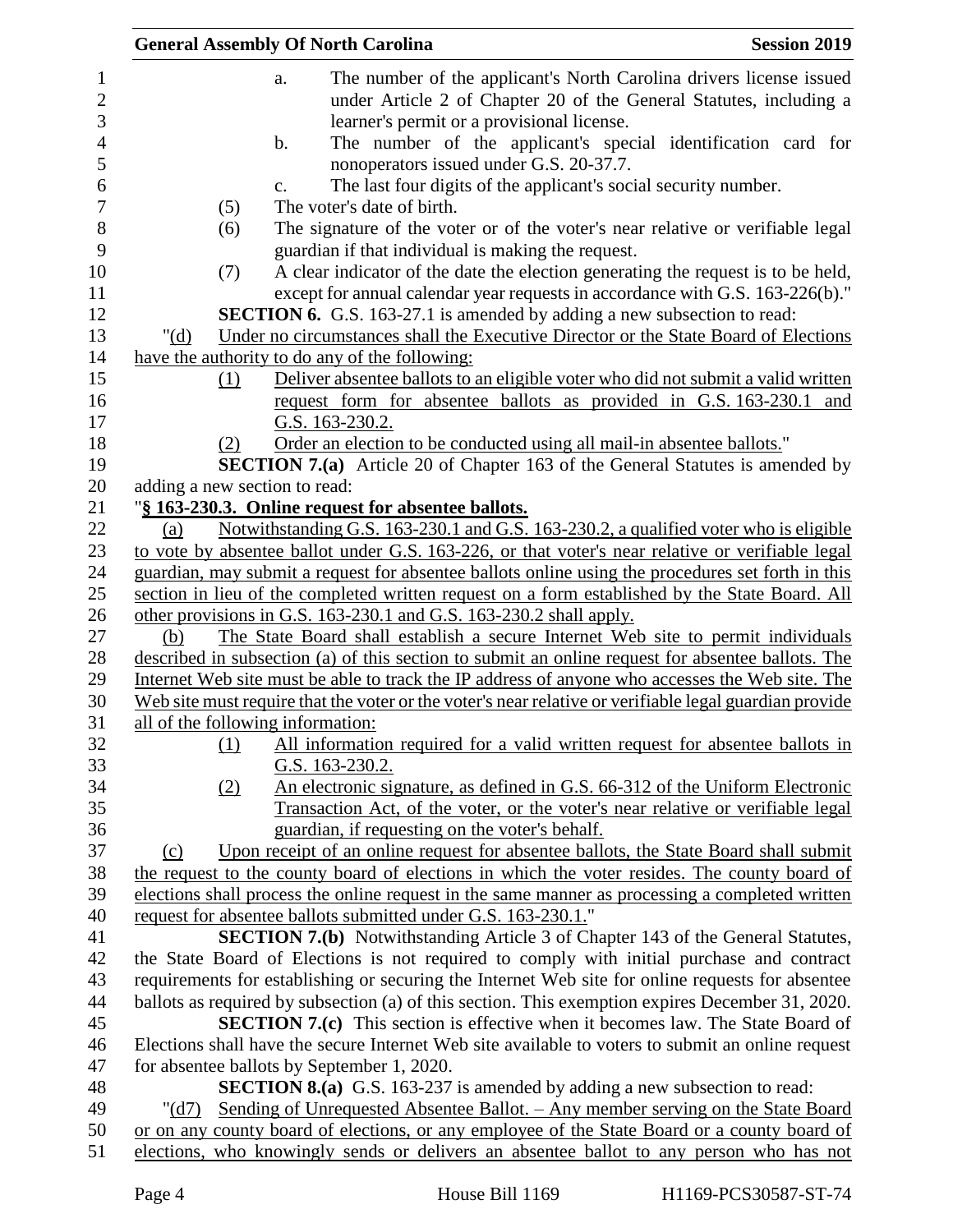a. The number of the applicant's North Carolina drivers license issued under Article 2 of Chapter 20 of the General Statutes, including a learner's permit or a provisional license.

b. The number of the applicant's special identification card for nonoperators issued under G.S. 20-37.7.

c. The last four digits of the applicant's social security number.

(5) The voter's date of birth.

(6) The signature of the voter or of the voter's near relative or verifiable legal guardian if that individual is making the request.

(7) A clear indicator of the date the election generating the request is to be held, except for annual calendar year requests in accordance with G.S. 163-226(b)."

**SECTION 6.** G.S. 163-27.1 is amended by adding a new subsection to read:

"(d) Under no circumstances shall the Executive Director or the State Board of Elections have the authority to do any of the following:

(1) Deliver absentee ballots to an eligible voter who did not submit a valid written request form for absentee ballots as provided in G.S. 163-230.1 and G.S. 163-230.2.

(2) Order an election to be conducted using all mail-in absentee ballots."

**SECTION 7.(a)** Article 20 of Chapter 163 of the General Statutes is amended by adding a new section to read:

"**§ 163-230.3. Online request for absentee ballots.**

(a) Notwithstanding G.S. 163-230.1 and G.S. 163-230.2, a qualified voter who is eligible to vote by absentee ballot under G.S. 163-226, or that voter's near relative or verifiable legal guardian, may submit a request for absentee ballots online using the procedures set forth in this section in lieu of the completed written request on a form established by the State Board. All other provisions in G.S. 163-230.1 and G.S. 163-230.2 shall apply.

(b) The State Board shall establish a secure Internet Web site to permit individuals described in subsection (a) of this section to submit an online request for absentee ballots. The Internet Web site must be able to track the IP address of anyone who accesses the Web site. The Web site must require that the voter or the voter's near relative or verifiable legal guardian provide all of the following information:

(1) All information required for a valid written request for absentee ballots in G.S. 163-230.2.

(2) An electronic signature, as defined in G.S. 66-312 of the Uniform Electronic Transaction Act, of the voter, or the voter's near relative or verifiable legal guardian, if requesting on the voter's behalf.

(c) Upon receipt of an online request for absentee ballots, the State Board shall submit the request to the county board of elections in which the voter resides. The county board of elections shall process the online request in the same manner as processing a completed written request for absentee ballots submitted under G.S. 163-230.1."

**SECTION 7.(b)** Notwithstanding Article 3 of Chapter 143 of the General Statutes, the State Board of Elections is not required to comply with initial purchase and contract requirements for establishing or securing the Internet Web site for online requests for absentee ballots as required by subsection (a) of this section. This exemption expires December 31, 2020.

**SECTION 7.(c)** This section is effective when it becomes law. The State Board of Elections shall have the secure Internet Web site available to voters to submit an online request for absentee ballots by September 1, 2020.

**SECTION 8.(a)** G.S. 163-237 is amended by adding a new subsection to read:

"(d7) Sending of Unrequested Absentee Ballot. – Any member serving on the State Board or on any county board of elections, or any employee of the State Board or a county board of elections, who knowingly sends or delivers an absentee ballot to any person who has not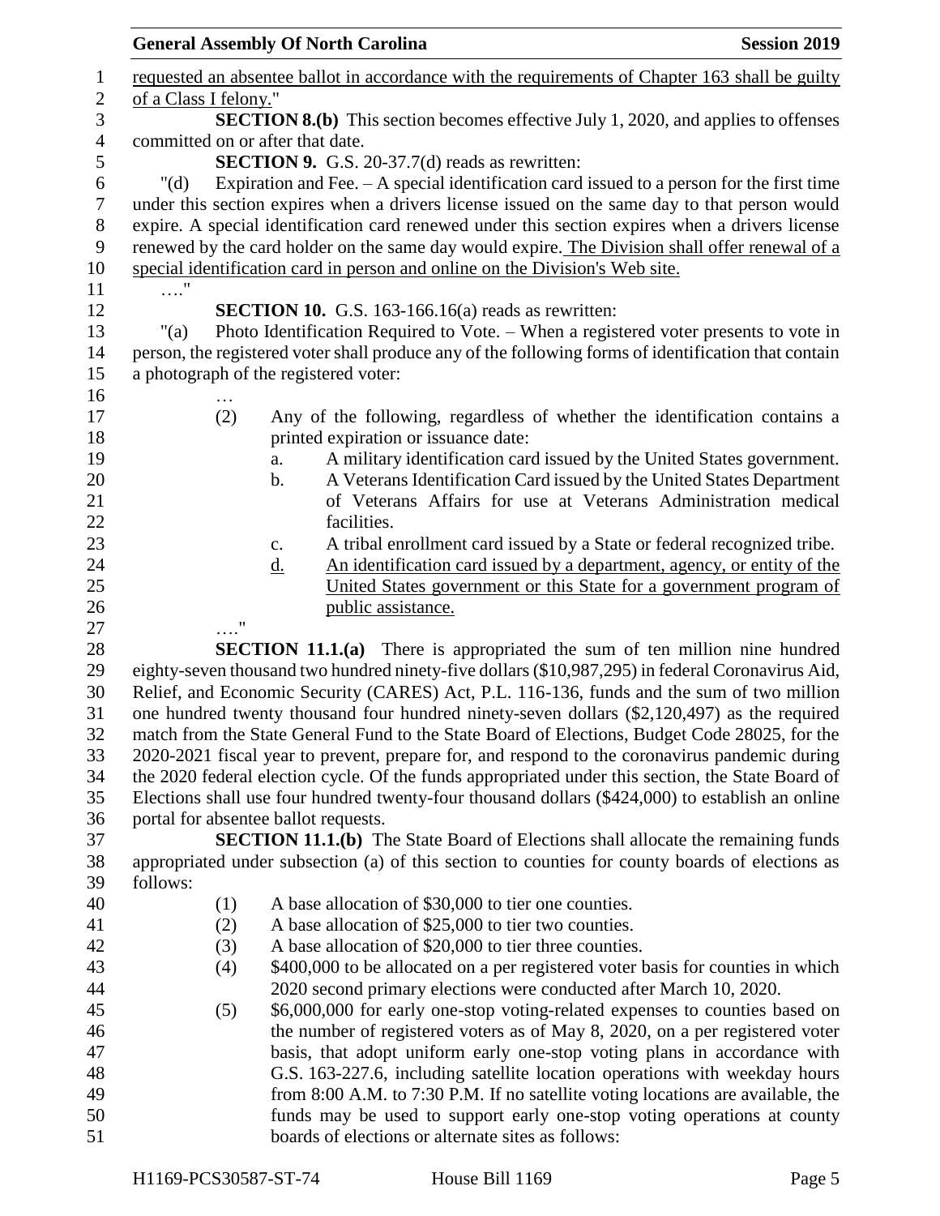requested an absentee ballot in accordance with the requirements of Chapter 163 shall be guilty of a Class I felony."

**SECTION 8.(b)** This section becomes effective July 1, 2020, and applies to offenses committed on or after that date.

**SECTION 9.** G.S. 20-37.7(d) reads as rewritten:

"(d) Expiration and Fee. – A special identification card issued to a person for the first time under this section expires when a drivers license issued on the same day to that person would expire. A special identification card renewed under this section expires when a drivers license renewed by the card holder on the same day would expire. The Division shall offer renewal of a special identification card in person and online on the Division's Web site.

…."

**SECTION 10.** G.S. 163-166.16(a) reads as rewritten:

"(a) Photo Identification Required to Vote. – When a registered voter presents to vote in person, the registered voter shall produce any of the following forms of identification that contain a photograph of the registered voter:

…

(2) Any of the following, regardless of whether the identification contains a printed expiration or issuance date:

a. A military identification card issued by the United States government.

b. A Veterans Identification Card issued by the United States Department of Veterans Affairs for use at Veterans Administration medical facilities.

c. A tribal enrollment card issued by a State or federal recognized tribe.

d. An identification card issued by a department, agency, or entity of the United States government or this State for a government program of public assistance.

…."

**SECTION 11.1.(a)** There is appropriated the sum of ten million nine hundred eighty-seven thousand two hundred ninety-five dollars ($10,987,295) in federal Coronavirus Aid, Relief, and Economic Security (CARES) Act, P.L. 116-136, funds and the sum of two million one hundred twenty thousand four hundred ninety-seven dollars ($2,120,497) as the required match from the State General Fund to the State Board of Elections, Budget Code 28025, for the 2020-2021 fiscal year to prevent, prepare for, and respond to the coronavirus pandemic during the 2020 federal election cycle. Of the funds appropriated under this section, the State Board of Elections shall use four hundred twenty-four thousand dollars ($424,000) to establish an online portal for absentee ballot requests.

**SECTION 11.1.(b)** The State Board of Elections shall allocate the remaining funds appropriated under subsection (a) of this section to counties for county boards of elections as follows:

(1) A base allocation of $30,000 to tier one counties.

(2) A base allocation of $25,000 to tier two counties.

(3) A base allocation of $20,000 to tier three counties.

(4) $400,000 to be allocated on a per registered voter basis for counties in which 2020 second primary elections were conducted after March 10, 2020.

(5) $6,000,000 for early one-stop voting-related expenses to counties based on the number of registered voters as of May 8, 2020, on a per registered voter basis, that adopt uniform early one-stop voting plans in accordance with G.S. 163-227.6, including satellite location operations with weekday hours from 8:00 A.M. to 7:30 P.M. If no satellite voting locations are available, the funds may be used to support early one-stop voting operations at county boards of elections or alternate sites as follows: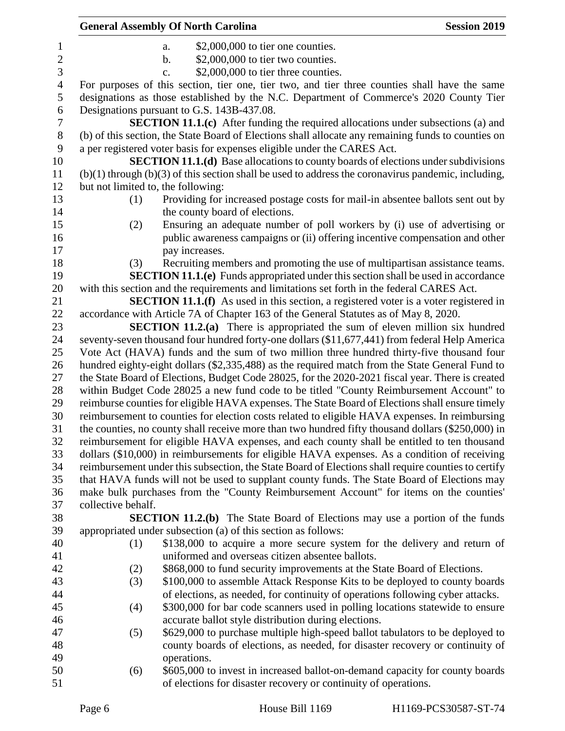a. $2,000,000 to tier one counties.
b. $2,000,000 to tier two counties.
c. $2,000,000 to tier three counties.

For purposes of this section, tier one, tier two, and tier three counties shall have the same designations as those established by the N.C. Department of Commerce's 2020 County Tier Designations pursuant to G.S. 143B-437.08.

**SECTION 11.1.(c)** After funding the required allocations under subsections (a) and (b) of this section, the State Board of Elections shall allocate any remaining funds to counties on a per registered voter basis for expenses eligible under the CARES Act.

**SECTION 11.1.(d)** Base allocations to county boards of elections under subdivisions (b)(1) through (b)(3) of this section shall be used to address the coronavirus pandemic, including, but not limited to, the following:

(1) Providing for increased postage costs for mail-in absentee ballots sent out by the county board of elections.
(2) Ensuring an adequate number of poll workers by (i) use of advertising or public awareness campaigns or (ii) offering incentive compensation and other pay increases.
(3) Recruiting members and promoting the use of multipartisan assistance teams.

**SECTION 11.1.(e)** Funds appropriated under this section shall be used in accordance with this section and the requirements and limitations set forth in the federal CARES Act.

**SECTION 11.1.(f)** As used in this section, a registered voter is a voter registered in accordance with Article 7A of Chapter 163 of the General Statutes as of May 8, 2020.

**SECTION 11.2.(a)** There is appropriated the sum of eleven million six hundred seventy-seven thousand four hundred forty-one dollars ($11,677,441) from federal Help America Vote Act (HAVA) funds and the sum of two million three hundred thirty-five thousand four hundred eighty-eight dollars ($2,335,488) as the required match from the State General Fund to the State Board of Elections, Budget Code 28025, for the 2020-2021 fiscal year. There is created within Budget Code 28025 a new fund code to be titled "County Reimbursement Account" to reimburse counties for eligible HAVA expenses. The State Board of Elections shall ensure timely reimbursement to counties for election costs related to eligible HAVA expenses. In reimbursing the counties, no county shall receive more than two hundred fifty thousand dollars ($250,000) in reimbursement for eligible HAVA expenses, and each county shall be entitled to ten thousand dollars ($10,000) in reimbursements for eligible HAVA expenses. As a condition of receiving reimbursement under this subsection, the State Board of Elections shall require counties to certify that HAVA funds will not be used to supplant county funds. The State Board of Elections may make bulk purchases from the "County Reimbursement Account" for items on the counties' collective behalf.

**SECTION 11.2.(b)** The State Board of Elections may use a portion of the funds appropriated under subsection (a) of this section as follows:

(1) $138,000 to acquire a more secure system for the delivery and return of uniformed and overseas citizen absentee ballots.
(2) $868,000 to fund security improvements at the State Board of Elections.
(3) $100,000 to assemble Attack Response Kits to be deployed to county boards of elections, as needed, for continuity of operations following cyber attacks.
(4) $300,000 for bar code scanners used in polling locations statewide to ensure accurate ballot style distribution during elections.
(5) $629,000 to purchase multiple high-speed ballot tabulators to be deployed to county boards of elections, as needed, for disaster recovery or continuity of operations.
(6) $605,000 to invest in increased ballot-on-demand capacity for county boards of elections for disaster recovery or continuity of operations.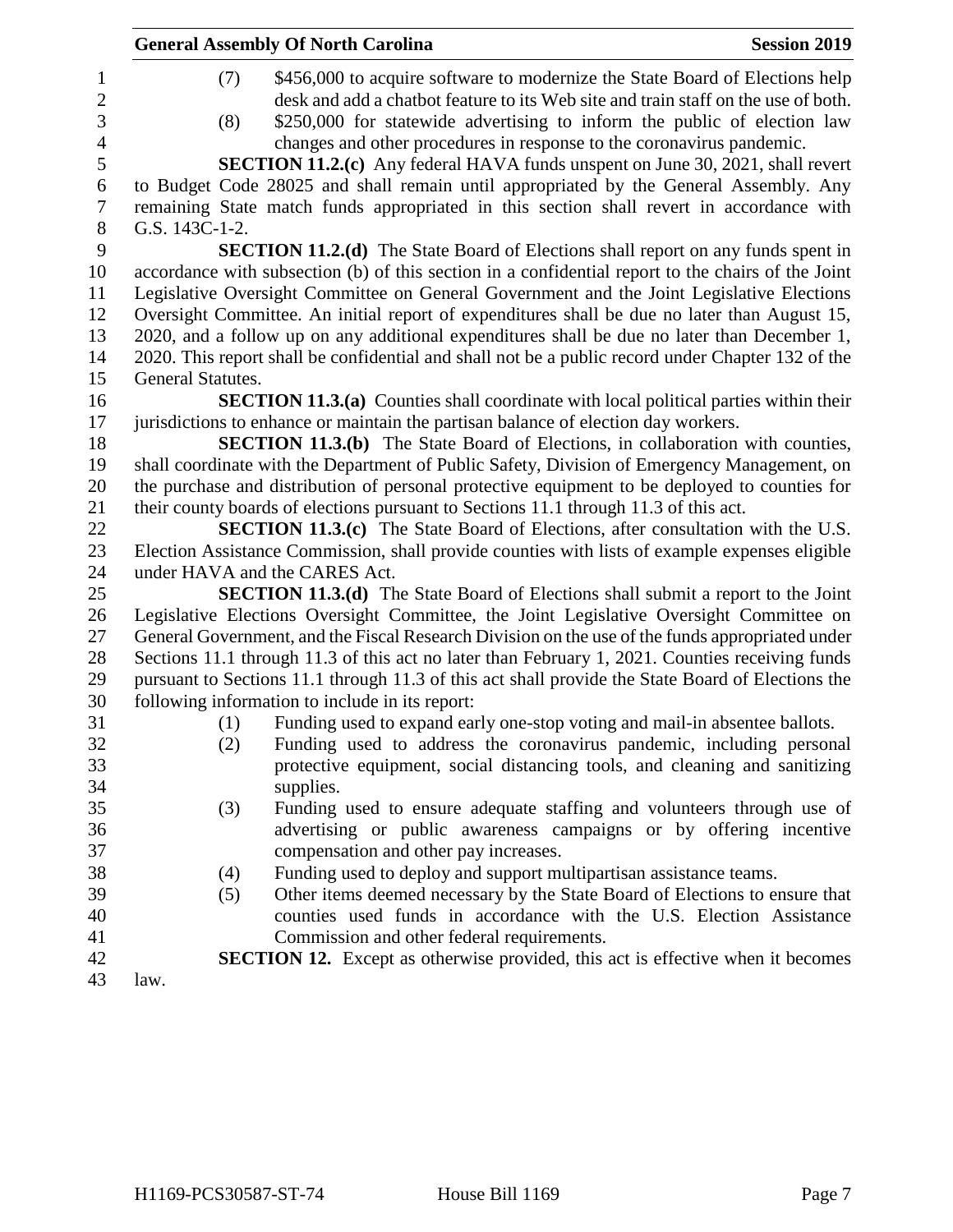(7) $456,000 to acquire software to modernize the State Board of Elections help desk and add a chatbot feature to its Web site and train staff on the use of both.

(8) $250,000 for statewide advertising to inform the public of election law changes and other procedures in response to the coronavirus pandemic.

**SECTION 11.2.(c)** Any federal HAVA funds unspent on June 30, 2021, shall revert to Budget Code 28025 and shall remain until appropriated by the General Assembly. Any remaining State match funds appropriated in this section shall revert in accordance with G.S. 143C-1-2.

**SECTION 11.2.(d)** The State Board of Elections shall report on any funds spent in accordance with subsection (b) of this section in a confidential report to the chairs of the Joint Legislative Oversight Committee on General Government and the Joint Legislative Elections Oversight Committee. An initial report of expenditures shall be due no later than August 15, 2020, and a follow up on any additional expenditures shall be due no later than December 1, 2020. This report shall be confidential and shall not be a public record under Chapter 132 of the General Statutes.

**SECTION 11.3.(a)** Counties shall coordinate with local political parties within their jurisdictions to enhance or maintain the partisan balance of election day workers.

**SECTION 11.3.(b)** The State Board of Elections, in collaboration with counties, shall coordinate with the Department of Public Safety, Division of Emergency Management, on the purchase and distribution of personal protective equipment to be deployed to counties for their county boards of elections pursuant to Sections 11.1 through 11.3 of this act.

**SECTION 11.3.(c)** The State Board of Elections, after consultation with the U.S. Election Assistance Commission, shall provide counties with lists of example expenses eligible under HAVA and the CARES Act.

**SECTION 11.3.(d)** The State Board of Elections shall submit a report to the Joint Legislative Elections Oversight Committee, the Joint Legislative Oversight Committee on General Government, and the Fiscal Research Division on the use of the funds appropriated under Sections 11.1 through 11.3 of this act no later than February 1, 2021. Counties receiving funds pursuant to Sections 11.1 through 11.3 of this act shall provide the State Board of Elections the following information to include in its report:

(1) Funding used to expand early one-stop voting and mail-in absentee ballots.

(2) Funding used to address the coronavirus pandemic, including personal protective equipment, social distancing tools, and cleaning and sanitizing supplies.

(3) Funding used to ensure adequate staffing and volunteers through use of advertising or public awareness campaigns or by offering incentive compensation and other pay increases.

(4) Funding used to deploy and support multipartisan assistance teams.

(5) Other items deemed necessary by the State Board of Elections to ensure that counties used funds in accordance with the U.S. Election Assistance Commission and other federal requirements.

**SECTION 12.** Except as otherwise provided, this act is effective when it becomes law.